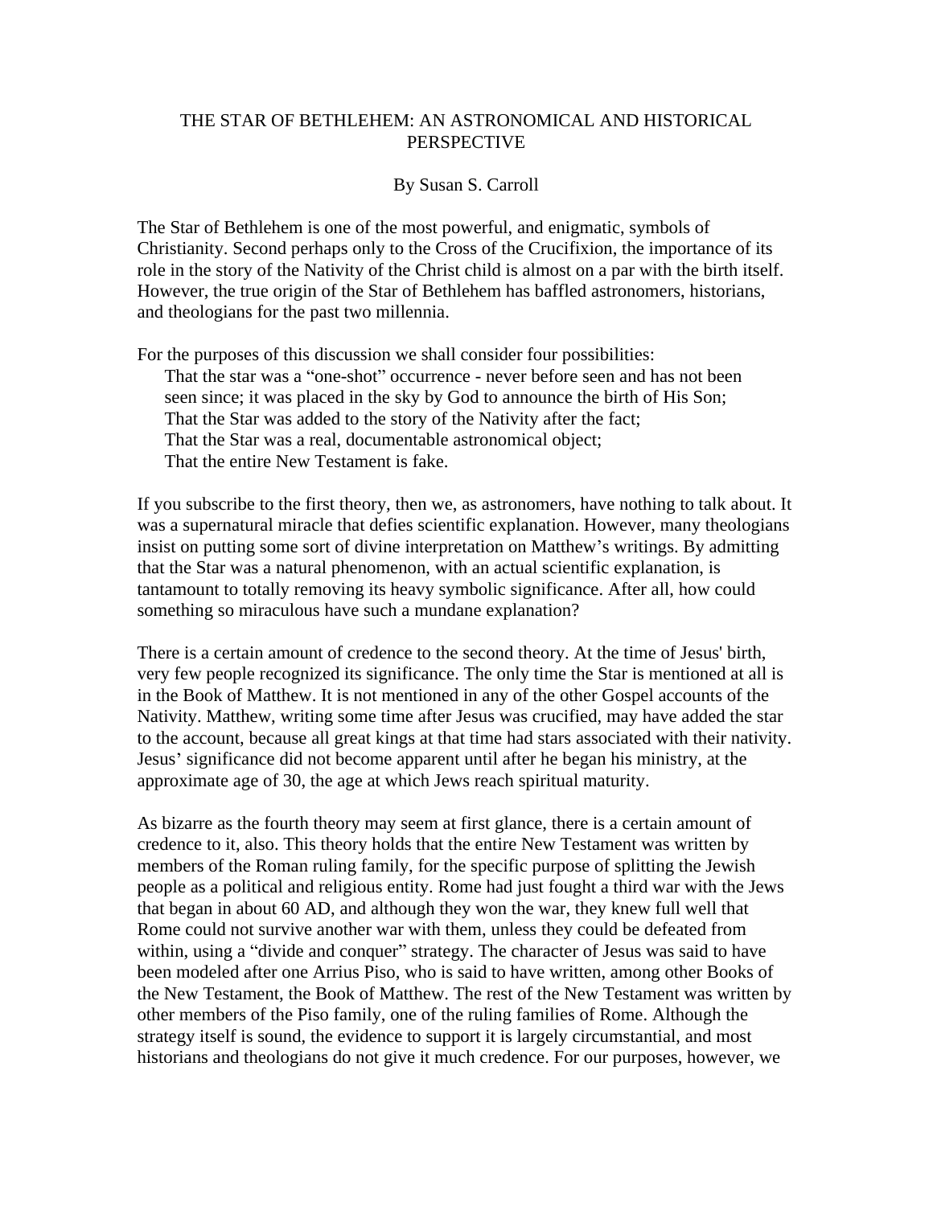# THE STAR OF BETHLEHEM: AN ASTRONOMICAL AND HISTORICAL PERSPECTIVE

By Susan S. Carroll

The Star of Bethlehem is one of the most powerful, and enigmatic, symbols of Christianity. Second perhaps only to the Cross of the Crucifixion, the importance of its role in the story of the Nativity of the Christ child is almost on a par with the birth itself. However, the true origin of the Star of Bethlehem has baffled astronomers, historians, and theologians for the past two millennia.

For the purposes of this discussion we shall consider four possibilities:

- That the star was a "one-shot" occurrence - never before seen and has not been seen since; it was placed in the sky by God to announce the birth of His Son;
- That the Star was added to the story of the Nativity after the fact;
- That the Star was a real, documentable astronomical object;
- That the entire New Testament is fake.

If you subscribe to the first theory, then we, as astronomers, have nothing to talk about. It was a supernatural miracle that defies scientific explanation. However, many theologians insist on putting some sort of divine interpretation on Matthew's writings. By admitting that the Star was a natural phenomenon, with an actual scientific explanation, is tantamount to totally removing its heavy symbolic significance. After all, how could something so miraculous have such a mundane explanation?

There is a certain amount of credence to the second theory. At the time of Jesus' birth, very few people recognized its significance. The only time the Star is mentioned at all is in the Book of Matthew. It is not mentioned in any of the other Gospel accounts of the Nativity. Matthew, writing some time after Jesus was crucified, may have added the star to the account, because all great kings at that time had stars associated with their nativity. Jesus' significance did not become apparent until after he began his ministry, at the approximate age of 30, the age at which Jews reach spiritual maturity.

As bizarre as the fourth theory may seem at first glance, there is a certain amount of credence to it, also. This theory holds that the entire New Testament was written by members of the Roman ruling family, for the specific purpose of splitting the Jewish people as a political and religious entity. Rome had just fought a third war with the Jews that began in about 60 AD, and although they won the war, they knew full well that Rome could not survive another war with them, unless they could be defeated from within, using a "divide and conquer" strategy. The character of Jesus was said to have been modeled after one Arrius Piso, who is said to have written, among other Books of the New Testament, the Book of Matthew. The rest of the New Testament was written by other members of the Piso family, one of the ruling families of Rome. Although the strategy itself is sound, the evidence to support it is largely circumstantial, and most historians and theologians do not give it much credence. For our purposes, however, we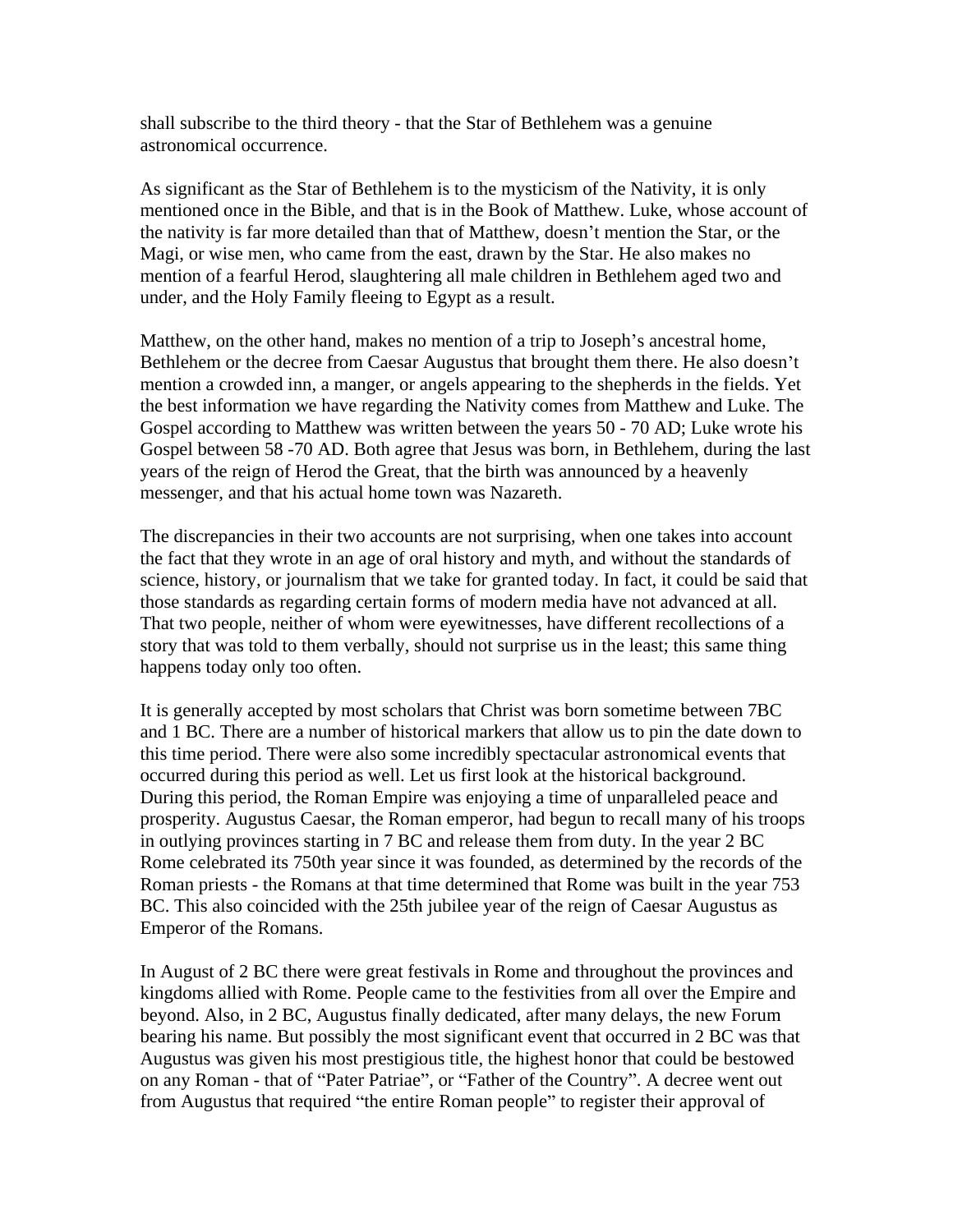shall subscribe to the third theory - that the Star of Bethlehem was a genuine astronomical occurrence.

As significant as the Star of Bethlehem is to the mysticism of the Nativity, it is only mentioned once in the Bible, and that is in the Book of Matthew. Luke, whose account of the nativity is far more detailed than that of Matthew, doesn't mention the Star, or the Magi, or wise men, who came from the east, drawn by the Star. He also makes no mention of a fearful Herod, slaughtering all male children in Bethlehem aged two and under, and the Holy Family fleeing to Egypt as a result.

Matthew, on the other hand, makes no mention of a trip to Joseph's ancestral home, Bethlehem or the decree from Caesar Augustus that brought them there. He also doesn't mention a crowded inn, a manger, or angels appearing to the shepherds in the fields. Yet the best information we have regarding the Nativity comes from Matthew and Luke. The Gospel according to Matthew was written between the years 50 - 70 AD; Luke wrote his Gospel between 58 -70 AD. Both agree that Jesus was born, in Bethlehem, during the last years of the reign of Herod the Great, that the birth was announced by a heavenly messenger, and that his actual home town was Nazareth.

The discrepancies in their two accounts are not surprising, when one takes into account the fact that they wrote in an age of oral history and myth, and without the standards of science, history, or journalism that we take for granted today. In fact, it could be said that those standards as regarding certain forms of modern media have not advanced at all. That two people, neither of whom were eyewitnesses, have different recollections of a story that was told to them verbally, should not surprise us in the least; this same thing happens today only too often.

It is generally accepted by most scholars that Christ was born sometime between 7BC and 1 BC. There are a number of historical markers that allow us to pin the date down to this time period. There were also some incredibly spectacular astronomical events that occurred during this period as well. Let us first look at the historical background. During this period, the Roman Empire was enjoying a time of unparalleled peace and prosperity. Augustus Caesar, the Roman emperor, had begun to recall many of his troops in outlying provinces starting in 7 BC and release them from duty. In the year 2 BC Rome celebrated its 750th year since it was founded, as determined by the records of the Roman priests - the Romans at that time determined that Rome was built in the year 753 BC. This also coincided with the 25th jubilee year of the reign of Caesar Augustus as Emperor of the Romans.

In August of 2 BC there were great festivals in Rome and throughout the provinces and kingdoms allied with Rome. People came to the festivities from all over the Empire and beyond. Also, in 2 BC, Augustus finally dedicated, after many delays, the new Forum bearing his name. But possibly the most significant event that occurred in 2 BC was that Augustus was given his most prestigious title, the highest honor that could be bestowed on any Roman - that of "Pater Patriae", or "Father of the Country". A decree went out from Augustus that required "the entire Roman people" to register their approval of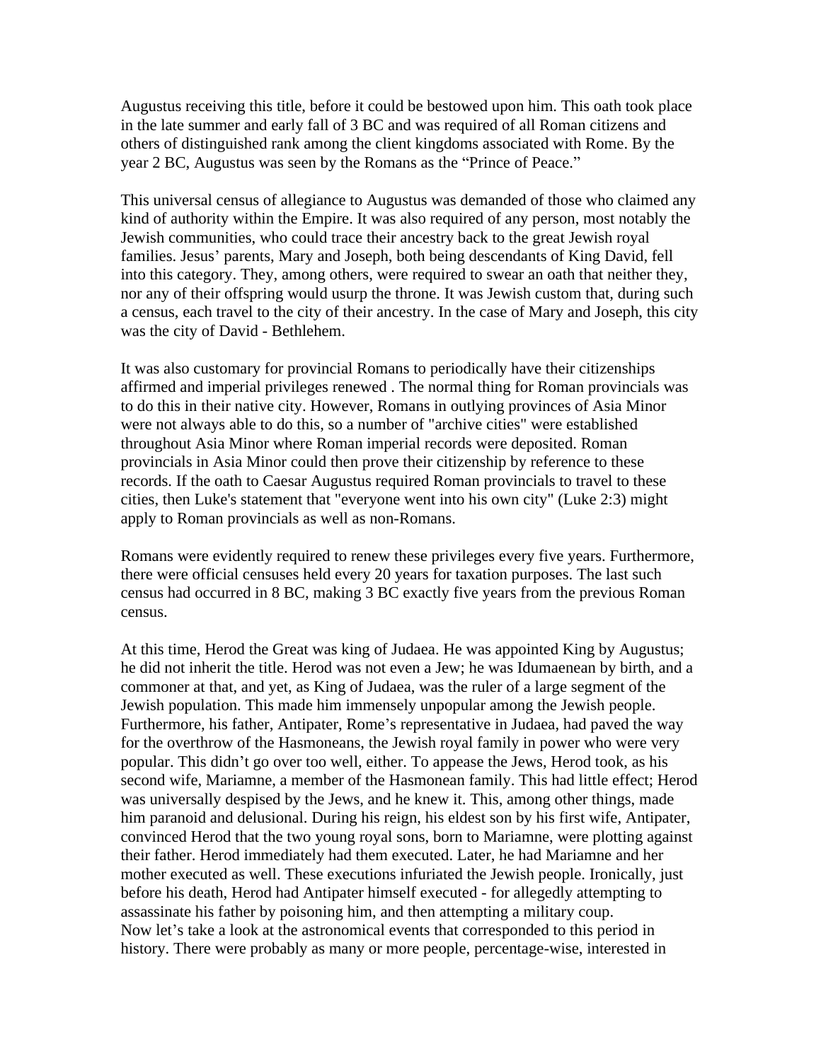Augustus receiving this title, before it could be bestowed upon him. This oath took place in the late summer and early fall of 3 BC and was required of all Roman citizens and others of distinguished rank among the client kingdoms associated with Rome. By the year 2 BC, Augustus was seen by the Romans as the "Prince of Peace."

This universal census of allegiance to Augustus was demanded of those who claimed any kind of authority within the Empire. It was also required of any person, most notably the Jewish communities, who could trace their ancestry back to the great Jewish royal families. Jesus' parents, Mary and Joseph, both being descendants of King David, fell into this category. They, among others, were required to swear an oath that neither they, nor any of their offspring would usurp the throne. It was Jewish custom that, during such a census, each travel to the city of their ancestry. In the case of Mary and Joseph, this city was the city of David - Bethlehem.

It was also customary for provincial Romans to periodically have their citizenships affirmed and imperial privileges renewed . The normal thing for Roman provincials was to do this in their native city. However, Romans in outlying provinces of Asia Minor were not always able to do this, so a number of "archive cities" were established throughout Asia Minor where Roman imperial records were deposited. Roman provincials in Asia Minor could then prove their citizenship by reference to these records. If the oath to Caesar Augustus required Roman provincials to travel to these cities, then Luke's statement that "everyone went into his own city" (Luke 2:3) might apply to Roman provincials as well as non-Romans.

Romans were evidently required to renew these privileges every five years. Furthermore, there were official censuses held every 20 years for taxation purposes. The last such census had occurred in 8 BC, making 3 BC exactly five years from the previous Roman census.

At this time, Herod the Great was king of Judaea. He was appointed King by Augustus; he did not inherit the title. Herod was not even a Jew; he was Idumaenean by birth, and a commoner at that, and yet, as King of Judaea, was the ruler of a large segment of the Jewish population. This made him immensely unpopular among the Jewish people. Furthermore, his father, Antipater, Rome's representative in Judaea, had paved the way for the overthrow of the Hasmoneans, the Jewish royal family in power who were very popular. This didn't go over too well, either. To appease the Jews, Herod took, as his second wife, Mariamne, a member of the Hasmonean family. This had little effect; Herod was universally despised by the Jews, and he knew it. This, among other things, made him paranoid and delusional. During his reign, his eldest son by his first wife, Antipater, convinced Herod that the two young royal sons, born to Mariamne, were plotting against their father. Herod immediately had them executed. Later, he had Mariamne and her mother executed as well. These executions infuriated the Jewish people. Ironically, just before his death, Herod had Antipater himself executed - for allegedly attempting to assassinate his father by poisoning him, and then attempting a military coup.

Now let's take a look at the astronomical events that corresponded to this period in history. There were probably as many or more people, percentage-wise, interested in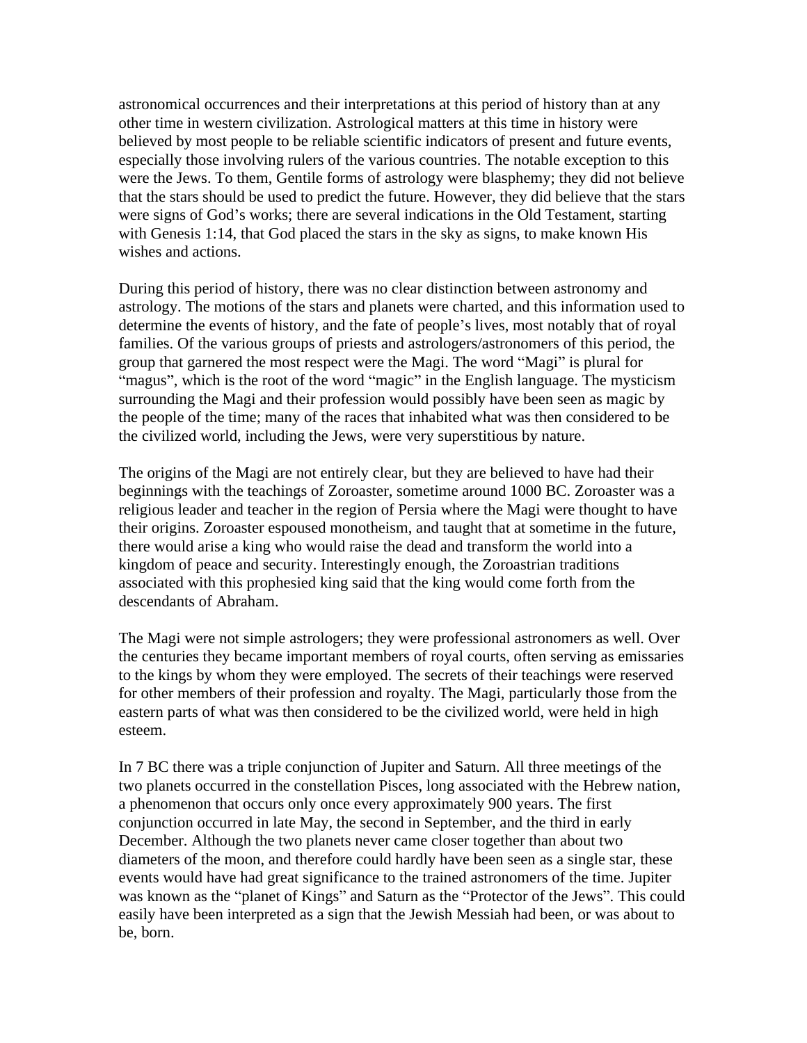astronomical occurrences and their interpretations at this period of history than at any other time in western civilization. Astrological matters at this time in history were believed by most people to be reliable scientific indicators of present and future events, especially those involving rulers of the various countries. The notable exception to this were the Jews. To them, Gentile forms of astrology were blasphemy; they did not believe that the stars should be used to predict the future. However, they did believe that the stars were signs of God's works; there are several indications in the Old Testament, starting with Genesis 1:14, that God placed the stars in the sky as signs, to make known His wishes and actions.

During this period of history, there was no clear distinction between astronomy and astrology. The motions of the stars and planets were charted, and this information used to determine the events of history, and the fate of people's lives, most notably that of royal families. Of the various groups of priests and astrologers/astronomers of this period, the group that garnered the most respect were the Magi. The word "Magi" is plural for "magus", which is the root of the word "magic" in the English language. The mysticism surrounding the Magi and their profession would possibly have been seen as magic by the people of the time; many of the races that inhabited what was then considered to be the civilized world, including the Jews, were very superstitious by nature.

The origins of the Magi are not entirely clear, but they are believed to have had their beginnings with the teachings of Zoroaster, sometime around 1000 BC. Zoroaster was a religious leader and teacher in the region of Persia where the Magi were thought to have their origins. Zoroaster espoused monotheism, and taught that at sometime in the future, there would arise a king who would raise the dead and transform the world into a kingdom of peace and security. Interestingly enough, the Zoroastrian traditions associated with this prophesied king said that the king would come forth from the descendants of Abraham.

The Magi were not simple astrologers; they were professional astronomers as well. Over the centuries they became important members of royal courts, often serving as emissaries to the kings by whom they were employed. The secrets of their teachings were reserved for other members of their profession and royalty. The Magi, particularly those from the eastern parts of what was then considered to be the civilized world, were held in high esteem.

In 7 BC there was a triple conjunction of Jupiter and Saturn. All three meetings of the two planets occurred in the constellation Pisces, long associated with the Hebrew nation, a phenomenon that occurs only once every approximately 900 years. The first conjunction occurred in late May, the second in September, and the third in early December. Although the two planets never came closer together than about two diameters of the moon, and therefore could hardly have been seen as a single star, these events would have had great significance to the trained astronomers of the time. Jupiter was known as the "planet of Kings" and Saturn as the "Protector of the Jews". This could easily have been interpreted as a sign that the Jewish Messiah had been, or was about to be, born.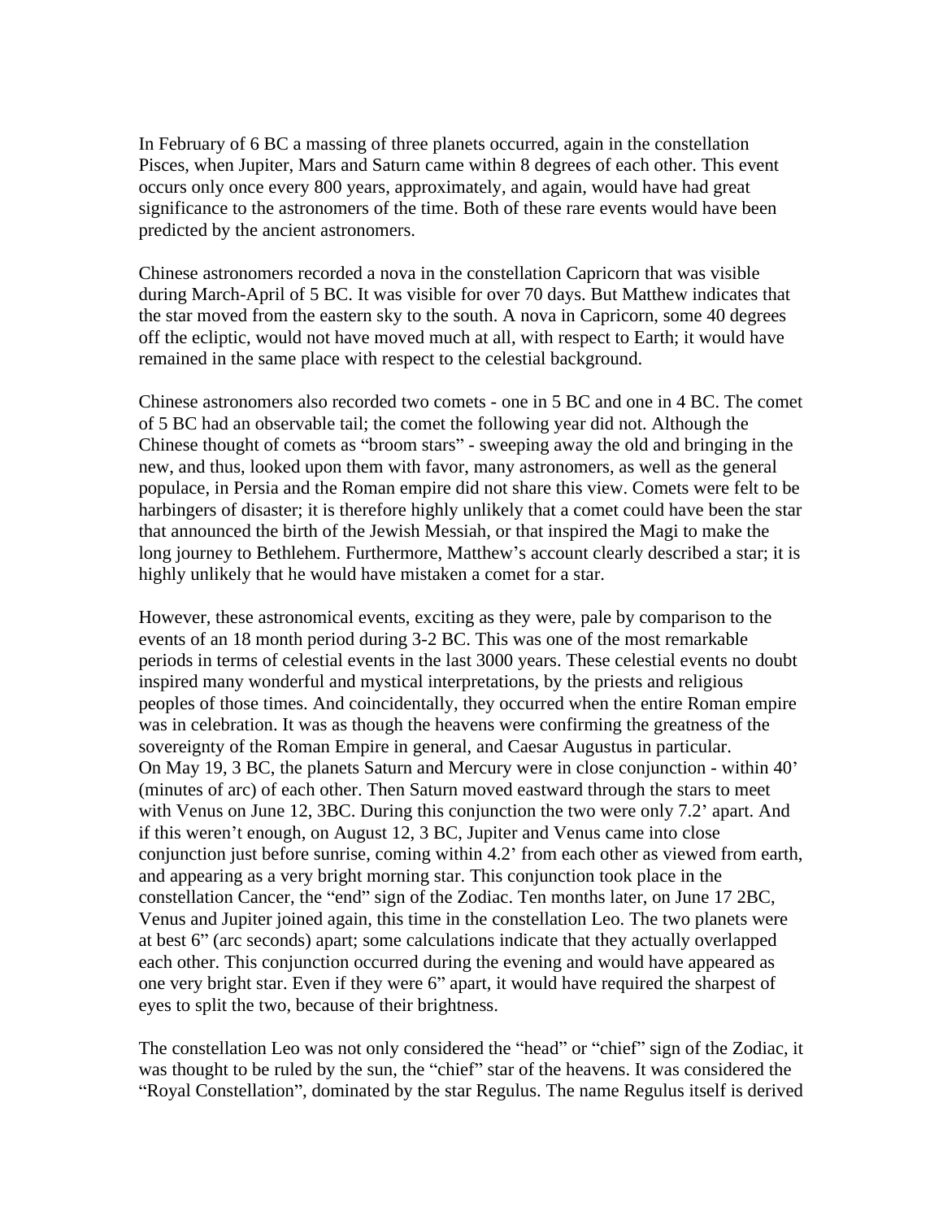In February of 6 BC a massing of three planets occurred, again in the constellation Pisces, when Jupiter, Mars and Saturn came within 8 degrees of each other. This event occurs only once every 800 years, approximately, and again, would have had great significance to the astronomers of the time. Both of these rare events would have been predicted by the ancient astronomers.

Chinese astronomers recorded a nova in the constellation Capricorn that was visible during March-April of 5 BC. It was visible for over 70 days. But Matthew indicates that the star moved from the eastern sky to the south. A nova in Capricorn, some 40 degrees off the ecliptic, would not have moved much at all, with respect to Earth; it would have remained in the same place with respect to the celestial background.

Chinese astronomers also recorded two comets - one in 5 BC and one in 4 BC. The comet of 5 BC had an observable tail; the comet the following year did not. Although the Chinese thought of comets as “broom stars” - sweeping away the old and bringing in the new, and thus, looked upon them with favor, many astronomers, as well as the general populace, in Persia and the Roman empire did not share this view. Comets were felt to be harbingers of disaster; it is therefore highly unlikely that a comet could have been the star that announced the birth of the Jewish Messiah, or that inspired the Magi to make the long journey to Bethlehem. Furthermore, Matthew’s account clearly described a star; it is highly unlikely that he would have mistaken a comet for a star.

However, these astronomical events, exciting as they were, pale by comparison to the events of an 18 month period during 3-2 BC. This was one of the most remarkable periods in terms of celestial events in the last 3000 years. These celestial events no doubt inspired many wonderful and mystical interpretations, by the priests and religious peoples of those times. And coincidentally, they occurred when the entire Roman empire was in celebration. It was as though the heavens were confirming the greatness of the sovereignty of the Roman Empire in general, and Caesar Augustus in particular.
On May 19, 3 BC, the planets Saturn and Mercury were in close conjunction - within 40’ (minutes of arc) of each other. Then Saturn moved eastward through the stars to meet with Venus on June 12, 3BC. During this conjunction the two were only 7.2’ apart. And if this weren’t enough, on August 12, 3 BC, Jupiter and Venus came into close conjunction just before sunrise, coming within 4.2’ from each other as viewed from earth, and appearing as a very bright morning star. This conjunction took place in the constellation Cancer, the “end” sign of the Zodiac. Ten months later, on June 17 2BC, Venus and Jupiter joined again, this time in the constellation Leo. The two planets were at best 6” (arc seconds) apart; some calculations indicate that they actually overlapped each other. This conjunction occurred during the evening and would have appeared as one very bright star. Even if they were 6” apart, it would have required the sharpest of eyes to split the two, because of their brightness.

The constellation Leo was not only considered the “head” or “chief” sign of the Zodiac, it was thought to be ruled by the sun, the “chief” star of the heavens. It was considered the “Royal Constellation”, dominated by the star Regulus. The name Regulus itself is derived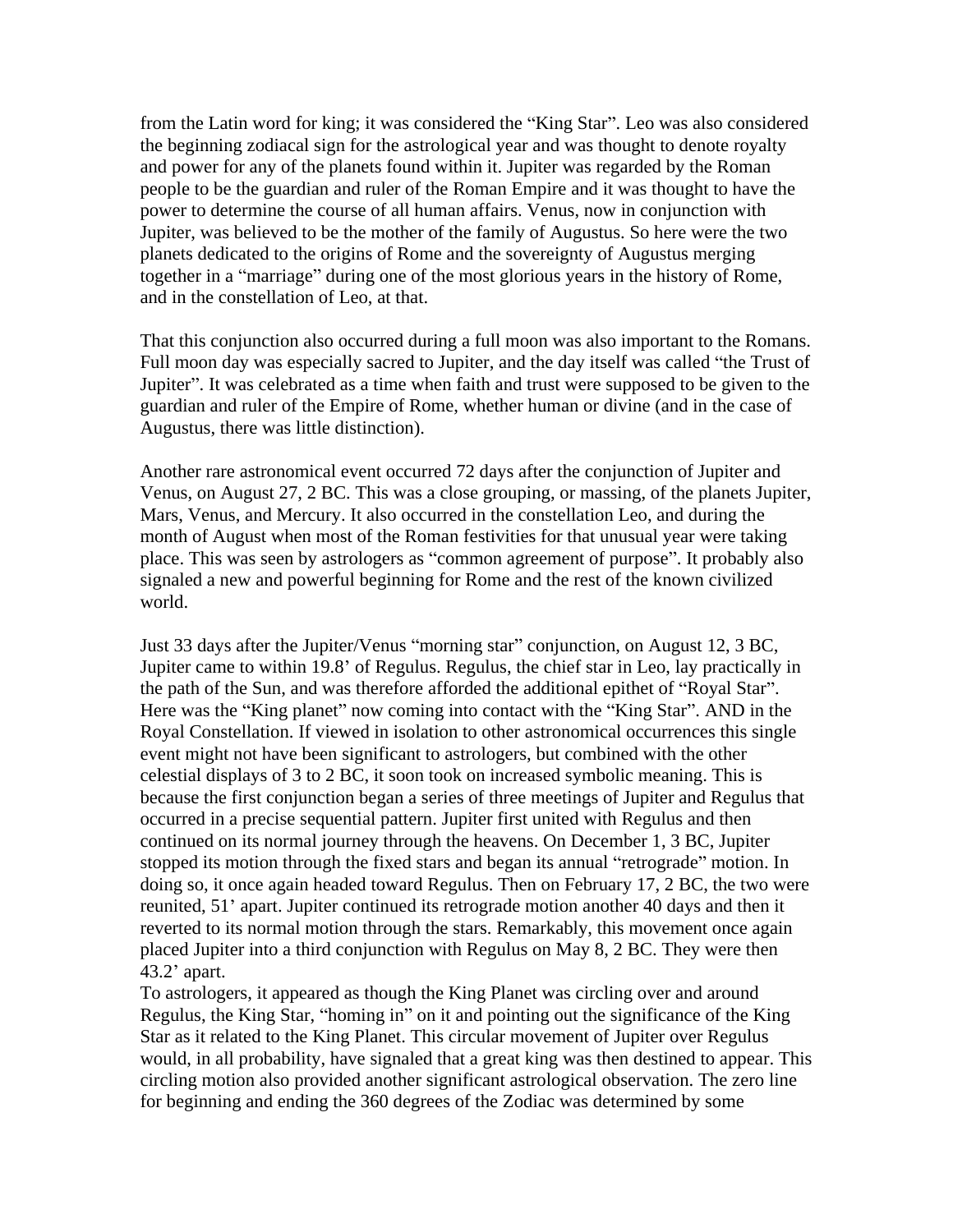from the Latin word for king; it was considered the "King Star". Leo was also considered the beginning zodiacal sign for the astrological year and was thought to denote royalty and power for any of the planets found within it. Jupiter was regarded by the Roman people to be the guardian and ruler of the Roman Empire and it was thought to have the power to determine the course of all human affairs. Venus, now in conjunction with Jupiter, was believed to be the mother of the family of Augustus. So here were the two planets dedicated to the origins of Rome and the sovereignty of Augustus merging together in a "marriage" during one of the most glorious years in the history of Rome, and in the constellation of Leo, at that.

That this conjunction also occurred during a full moon was also important to the Romans. Full moon day was especially sacred to Jupiter, and the day itself was called "the Trust of Jupiter". It was celebrated as a time when faith and trust were supposed to be given to the guardian and ruler of the Empire of Rome, whether human or divine (and in the case of Augustus, there was little distinction).

Another rare astronomical event occurred 72 days after the conjunction of Jupiter and Venus, on August 27, 2 BC. This was a close grouping, or massing, of the planets Jupiter, Mars, Venus, and Mercury. It also occurred in the constellation Leo, and during the month of August when most of the Roman festivities for that unusual year were taking place. This was seen by astrologers as "common agreement of purpose". It probably also signaled a new and powerful beginning for Rome and the rest of the known civilized world.

Just 33 days after the Jupiter/Venus "morning star" conjunction, on August 12, 3 BC, Jupiter came to within 19.8' of Regulus. Regulus, the chief star in Leo, lay practically in the path of the Sun, and was therefore afforded the additional epithet of "Royal Star". Here was the "King planet" now coming into contact with the "King Star". AND in the Royal Constellation. If viewed in isolation to other astronomical occurrences this single event might not have been significant to astrologers, but combined with the other celestial displays of 3 to 2 BC, it soon took on increased symbolic meaning. This is because the first conjunction began a series of three meetings of Jupiter and Regulus that occurred in a precise sequential pattern. Jupiter first united with Regulus and then continued on its normal journey through the heavens. On December 1, 3 BC, Jupiter stopped its motion through the fixed stars and began its annual "retrograde" motion. In doing so, it once again headed toward Regulus. Then on February 17, 2 BC, the two were reunited, 51' apart. Jupiter continued its retrograde motion another 40 days and then it reverted to its normal motion through the stars. Remarkably, this movement once again placed Jupiter into a third conjunction with Regulus on May 8, 2 BC. They were then 43.2' apart.

To astrologers, it appeared as though the King Planet was circling over and around Regulus, the King Star, "homing in" on it and pointing out the significance of the King Star as it related to the King Planet. This circular movement of Jupiter over Regulus would, in all probability, have signaled that a great king was then destined to appear. This circling motion also provided another significant astrological observation. The zero line for beginning and ending the 360 degrees of the Zodiac was determined by some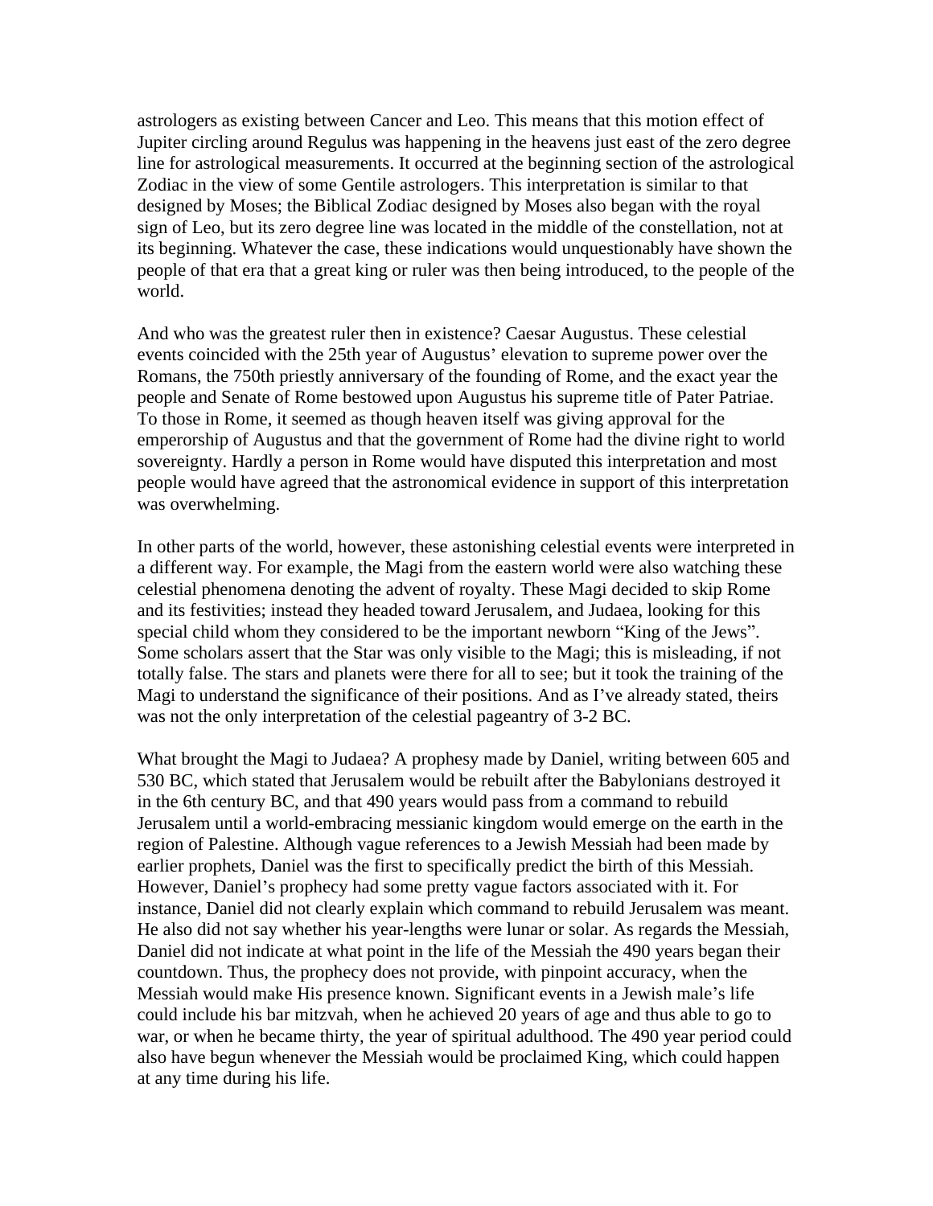astrologers as existing between Cancer and Leo. This means that this motion effect of Jupiter circling around Regulus was happening in the heavens just east of the zero degree line for astrological measurements. It occurred at the beginning section of the astrological Zodiac in the view of some Gentile astrologers. This interpretation is similar to that designed by Moses; the Biblical Zodiac designed by Moses also began with the royal sign of Leo, but its zero degree line was located in the middle of the constellation, not at its beginning. Whatever the case, these indications would unquestionably have shown the people of that era that a great king or ruler was then being introduced, to the people of the world.

And who was the greatest ruler then in existence? Caesar Augustus. These celestial events coincided with the 25th year of Augustus' elevation to supreme power over the Romans, the 750th priestly anniversary of the founding of Rome, and the exact year the people and Senate of Rome bestowed upon Augustus his supreme title of Pater Patriae. To those in Rome, it seemed as though heaven itself was giving approval for the emperorship of Augustus and that the government of Rome had the divine right to world sovereignty. Hardly a person in Rome would have disputed this interpretation and most people would have agreed that the astronomical evidence in support of this interpretation was overwhelming.

In other parts of the world, however, these astonishing celestial events were interpreted in a different way. For example, the Magi from the eastern world were also watching these celestial phenomena denoting the advent of royalty. These Magi decided to skip Rome and its festivities; instead they headed toward Jerusalem, and Judaea, looking for this special child whom they considered to be the important newborn "King of the Jews". Some scholars assert that the Star was only visible to the Magi; this is misleading, if not totally false. The stars and planets were there for all to see; but it took the training of the Magi to understand the significance of their positions. And as I've already stated, theirs was not the only interpretation of the celestial pageantry of 3-2 BC.

What brought the Magi to Judaea? A prophesy made by Daniel, writing between 605 and 530 BC, which stated that Jerusalem would be rebuilt after the Babylonians destroyed it in the 6th century BC, and that 490 years would pass from a command to rebuild Jerusalem until a world-embracing messianic kingdom would emerge on the earth in the region of Palestine. Although vague references to a Jewish Messiah had been made by earlier prophets, Daniel was the first to specifically predict the birth of this Messiah. However, Daniel's prophecy had some pretty vague factors associated with it. For instance, Daniel did not clearly explain which command to rebuild Jerusalem was meant. He also did not say whether his year-lengths were lunar or solar. As regards the Messiah, Daniel did not indicate at what point in the life of the Messiah the 490 years began their countdown. Thus, the prophecy does not provide, with pinpoint accuracy, when the Messiah would make His presence known. Significant events in a Jewish male's life could include his bar mitzvah, when he achieved 20 years of age and thus able to go to war, or when he became thirty, the year of spiritual adulthood. The 490 year period could also have begun whenever the Messiah would be proclaimed King, which could happen at any time during his life.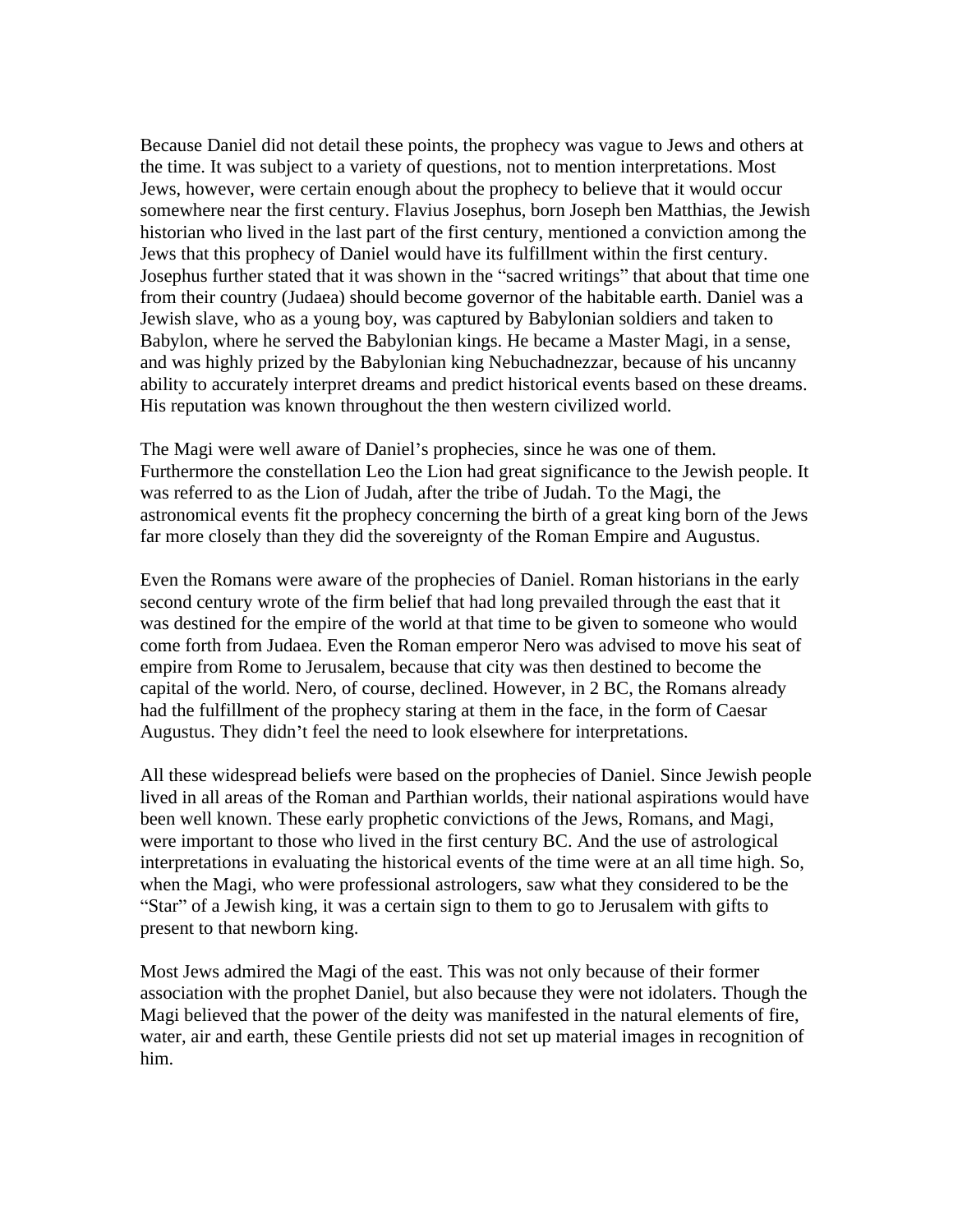Because Daniel did not detail these points, the prophecy was vague to Jews and others at the time. It was subject to a variety of questions, not to mention interpretations. Most Jews, however, were certain enough about the prophecy to believe that it would occur somewhere near the first century. Flavius Josephus, born Joseph ben Matthias, the Jewish historian who lived in the last part of the first century, mentioned a conviction among the Jews that this prophecy of Daniel would have its fulfillment within the first century. Josephus further stated that it was shown in the "sacred writings" that about that time one from their country (Judaea) should become governor of the habitable earth. Daniel was a Jewish slave, who as a young boy, was captured by Babylonian soldiers and taken to Babylon, where he served the Babylonian kings. He became a Master Magi, in a sense, and was highly prized by the Babylonian king Nebuchadnezzar, because of his uncanny ability to accurately interpret dreams and predict historical events based on these dreams. His reputation was known throughout the then western civilized world.

The Magi were well aware of Daniel's prophecies, since he was one of them. Furthermore the constellation Leo the Lion had great significance to the Jewish people. It was referred to as the Lion of Judah, after the tribe of Judah. To the Magi, the astronomical events fit the prophecy concerning the birth of a great king born of the Jews far more closely than they did the sovereignty of the Roman Empire and Augustus.

Even the Romans were aware of the prophecies of Daniel. Roman historians in the early second century wrote of the firm belief that had long prevailed through the east that it was destined for the empire of the world at that time to be given to someone who would come forth from Judaea. Even the Roman emperor Nero was advised to move his seat of empire from Rome to Jerusalem, because that city was then destined to become the capital of the world. Nero, of course, declined. However, in 2 BC, the Romans already had the fulfillment of the prophecy staring at them in the face, in the form of Caesar Augustus. They didn't feel the need to look elsewhere for interpretations.

All these widespread beliefs were based on the prophecies of Daniel. Since Jewish people lived in all areas of the Roman and Parthian worlds, their national aspirations would have been well known. These early prophetic convictions of the Jews, Romans, and Magi, were important to those who lived in the first century BC. And the use of astrological interpretations in evaluating the historical events of the time were at an all time high. So, when the Magi, who were professional astrologers, saw what they considered to be the "Star" of a Jewish king, it was a certain sign to them to go to Jerusalem with gifts to present to that newborn king.

Most Jews admired the Magi of the east. This was not only because of their former association with the prophet Daniel, but also because they were not idolaters. Though the Magi believed that the power of the deity was manifested in the natural elements of fire, water, air and earth, these Gentile priests did not set up material images in recognition of him.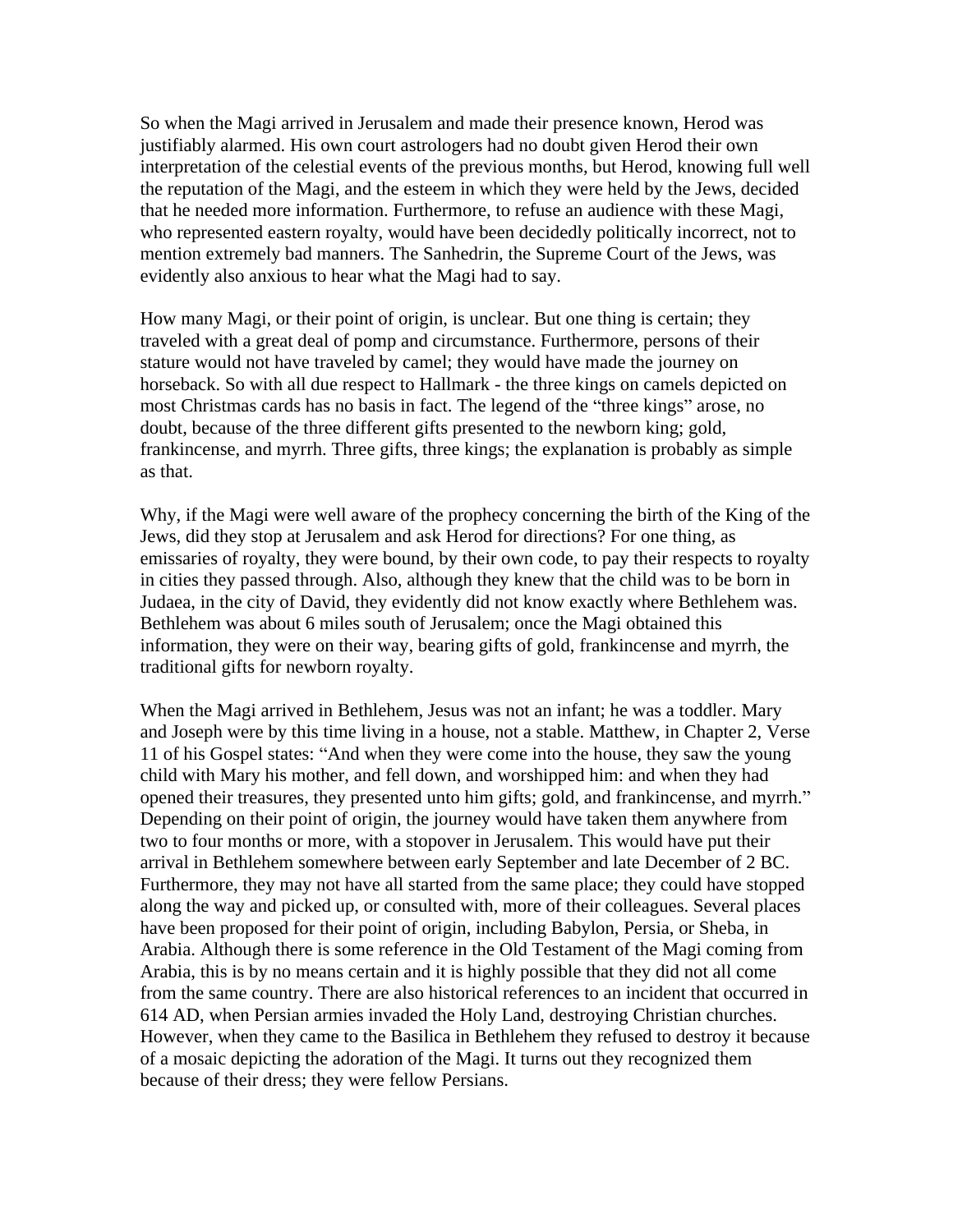So when the Magi arrived in Jerusalem and made their presence known, Herod was justifiably alarmed. His own court astrologers had no doubt given Herod their own interpretation of the celestial events of the previous months, but Herod, knowing full well the reputation of the Magi, and the esteem in which they were held by the Jews, decided that he needed more information. Furthermore, to refuse an audience with these Magi, who represented eastern royalty, would have been decidedly politically incorrect, not to mention extremely bad manners. The Sanhedrin, the Supreme Court of the Jews, was evidently also anxious to hear what the Magi had to say.

How many Magi, or their point of origin, is unclear. But one thing is certain; they traveled with a great deal of pomp and circumstance. Furthermore, persons of their stature would not have traveled by camel; they would have made the journey on horseback. So with all due respect to Hallmark - the three kings on camels depicted on most Christmas cards has no basis in fact. The legend of the "three kings" arose, no doubt, because of the three different gifts presented to the newborn king; gold, frankincense, and myrrh. Three gifts, three kings; the explanation is probably as simple as that.

Why, if the Magi were well aware of the prophecy concerning the birth of the King of the Jews, did they stop at Jerusalem and ask Herod for directions? For one thing, as emissaries of royalty, they were bound, by their own code, to pay their respects to royalty in cities they passed through. Also, although they knew that the child was to be born in Judaea, in the city of David, they evidently did not know exactly where Bethlehem was. Bethlehem was about 6 miles south of Jerusalem; once the Magi obtained this information, they were on their way, bearing gifts of gold, frankincense and myrrh, the traditional gifts for newborn royalty.

When the Magi arrived in Bethlehem, Jesus was not an infant; he was a toddler. Mary and Joseph were by this time living in a house, not a stable. Matthew, in Chapter 2, Verse 11 of his Gospel states: "And when they were come into the house, they saw the young child with Mary his mother, and fell down, and worshipped him: and when they had opened their treasures, they presented unto him gifts; gold, and frankincense, and myrrh." Depending on their point of origin, the journey would have taken them anywhere from two to four months or more, with a stopover in Jerusalem. This would have put their arrival in Bethlehem somewhere between early September and late December of 2 BC. Furthermore, they may not have all started from the same place; they could have stopped along the way and picked up, or consulted with, more of their colleagues. Several places have been proposed for their point of origin, including Babylon, Persia, or Sheba, in Arabia. Although there is some reference in the Old Testament of the Magi coming from Arabia, this is by no means certain and it is highly possible that they did not all come from the same country. There are also historical references to an incident that occurred in 614 AD, when Persian armies invaded the Holy Land, destroying Christian churches. However, when they came to the Basilica in Bethlehem they refused to destroy it because of a mosaic depicting the adoration of the Magi. It turns out they recognized them because of their dress; they were fellow Persians.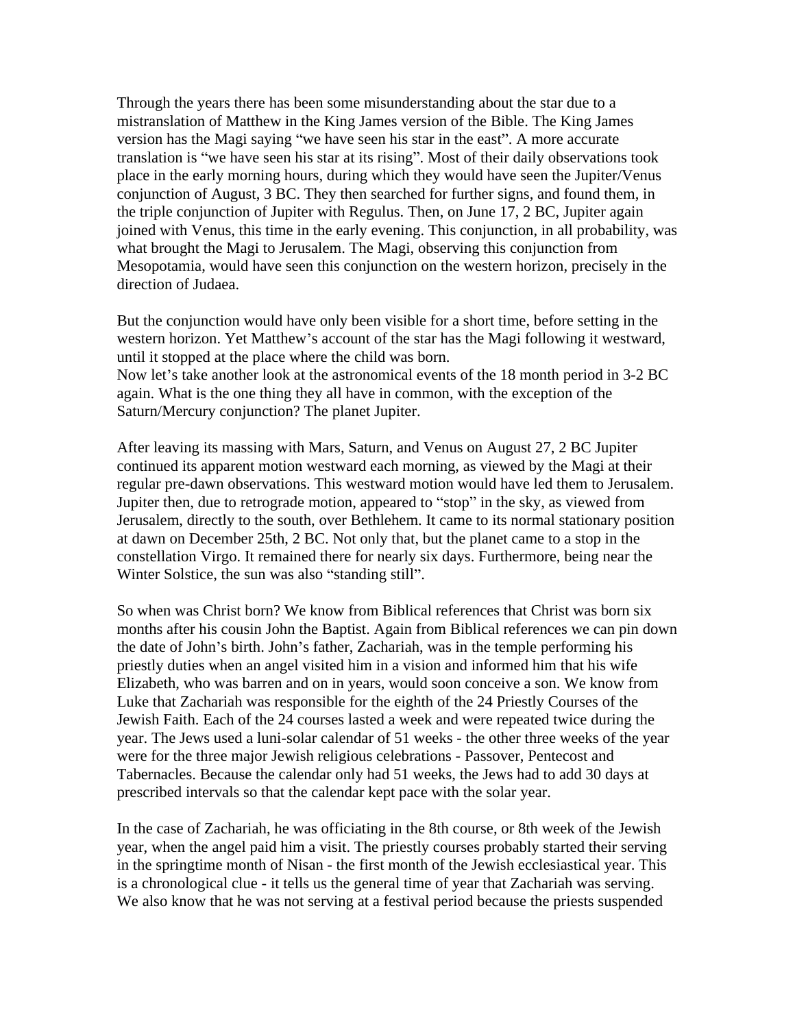Through the years there has been some misunderstanding about the star due to a mistranslation of Matthew in the King James version of the Bible. The King James version has the Magi saying "we have seen his star in the east". A more accurate translation is "we have seen his star at its rising". Most of their daily observations took place in the early morning hours, during which they would have seen the Jupiter/Venus conjunction of August, 3 BC. They then searched for further signs, and found them, in the triple conjunction of Jupiter with Regulus. Then, on June 17, 2 BC, Jupiter again joined with Venus, this time in the early evening. This conjunction, in all probability, was what brought the Magi to Jerusalem. The Magi, observing this conjunction from Mesopotamia, would have seen this conjunction on the western horizon, precisely in the direction of Judaea.

But the conjunction would have only been visible for a short time, before setting in the western horizon. Yet Matthew's account of the star has the Magi following it westward, until it stopped at the place where the child was born.
Now let's take another look at the astronomical events of the 18 month period in 3-2 BC again. What is the one thing they all have in common, with the exception of the Saturn/Mercury conjunction? The planet Jupiter.

After leaving its massing with Mars, Saturn, and Venus on August 27, 2 BC Jupiter continued its apparent motion westward each morning, as viewed by the Magi at their regular pre-dawn observations. This westward motion would have led them to Jerusalem. Jupiter then, due to retrograde motion, appeared to "stop" in the sky, as viewed from Jerusalem, directly to the south, over Bethlehem. It came to its normal stationary position at dawn on December 25th, 2 BC. Not only that, but the planet came to a stop in the constellation Virgo. It remained there for nearly six days. Furthermore, being near the Winter Solstice, the sun was also "standing still".

So when was Christ born? We know from Biblical references that Christ was born six months after his cousin John the Baptist. Again from Biblical references we can pin down the date of John's birth. John's father, Zachariah, was in the temple performing his priestly duties when an angel visited him in a vision and informed him that his wife Elizabeth, who was barren and on in years, would soon conceive a son. We know from Luke that Zachariah was responsible for the eighth of the 24 Priestly Courses of the Jewish Faith. Each of the 24 courses lasted a week and were repeated twice during the year. The Jews used a luni-solar calendar of 51 weeks - the other three weeks of the year were for the three major Jewish religious celebrations - Passover, Pentecost and Tabernacles. Because the calendar only had 51 weeks, the Jews had to add 30 days at prescribed intervals so that the calendar kept pace with the solar year.

In the case of Zachariah, he was officiating in the 8th course, or 8th week of the Jewish year, when the angel paid him a visit. The priestly courses probably started their serving in the springtime month of Nisan - the first month of the Jewish ecclesiastical year. This is a chronological clue - it tells us the general time of year that Zachariah was serving. We also know that he was not serving at a festival period because the priests suspended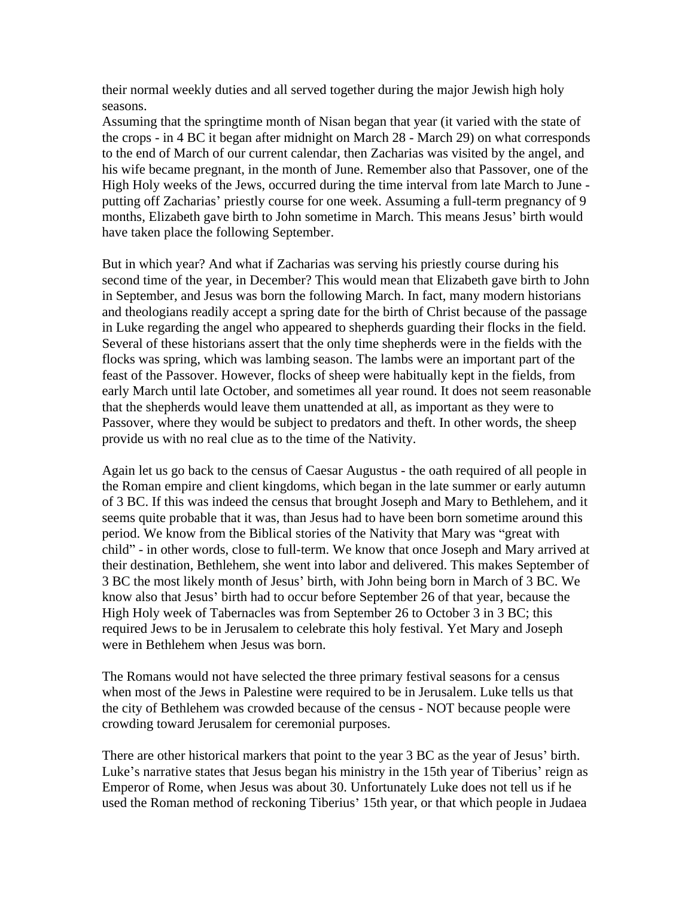their normal weekly duties and all served together during the major Jewish high holy seasons.

Assuming that the springtime month of Nisan began that year (it varied with the state of the crops - in 4 BC it began after midnight on March 28 - March 29) on what corresponds to the end of March of our current calendar, then Zacharias was visited by the angel, and his wife became pregnant, in the month of June. Remember also that Passover, one of the High Holy weeks of the Jews, occurred during the time interval from late March to June - putting off Zacharias' priestly course for one week. Assuming a full-term pregnancy of 9 months, Elizabeth gave birth to John sometime in March. This means Jesus' birth would have taken place the following September.

But in which year? And what if Zacharias was serving his priestly course during his second time of the year, in December? This would mean that Elizabeth gave birth to John in September, and Jesus was born the following March. In fact, many modern historians and theologians readily accept a spring date for the birth of Christ because of the passage in Luke regarding the angel who appeared to shepherds guarding their flocks in the field. Several of these historians assert that the only time shepherds were in the fields with the flocks was spring, which was lambing season. The lambs were an important part of the feast of the Passover. However, flocks of sheep were habitually kept in the fields, from early March until late October, and sometimes all year round. It does not seem reasonable that the shepherds would leave them unattended at all, as important as they were to Passover, where they would be subject to predators and theft. In other words, the sheep provide us with no real clue as to the time of the Nativity.

Again let us go back to the census of Caesar Augustus - the oath required of all people in the Roman empire and client kingdoms, which began in the late summer or early autumn of 3 BC. If this was indeed the census that brought Joseph and Mary to Bethlehem, and it seems quite probable that it was, than Jesus had to have been born sometime around this period. We know from the Biblical stories of the Nativity that Mary was "great with child" - in other words, close to full-term. We know that once Joseph and Mary arrived at their destination, Bethlehem, she went into labor and delivered. This makes September of 3 BC the most likely month of Jesus' birth, with John being born in March of 3 BC. We know also that Jesus' birth had to occur before September 26 of that year, because the High Holy week of Tabernacles was from September 26 to October 3 in 3 BC; this required Jews to be in Jerusalem to celebrate this holy festival. Yet Mary and Joseph were in Bethlehem when Jesus was born.

The Romans would not have selected the three primary festival seasons for a census when most of the Jews in Palestine were required to be in Jerusalem. Luke tells us that the city of Bethlehem was crowded because of the census - NOT because people were crowding toward Jerusalem for ceremonial purposes.

There are other historical markers that point to the year 3 BC as the year of Jesus' birth. Luke's narrative states that Jesus began his ministry in the 15th year of Tiberius' reign as Emperor of Rome, when Jesus was about 30. Unfortunately Luke does not tell us if he used the Roman method of reckoning Tiberius' 15th year, or that which people in Judaea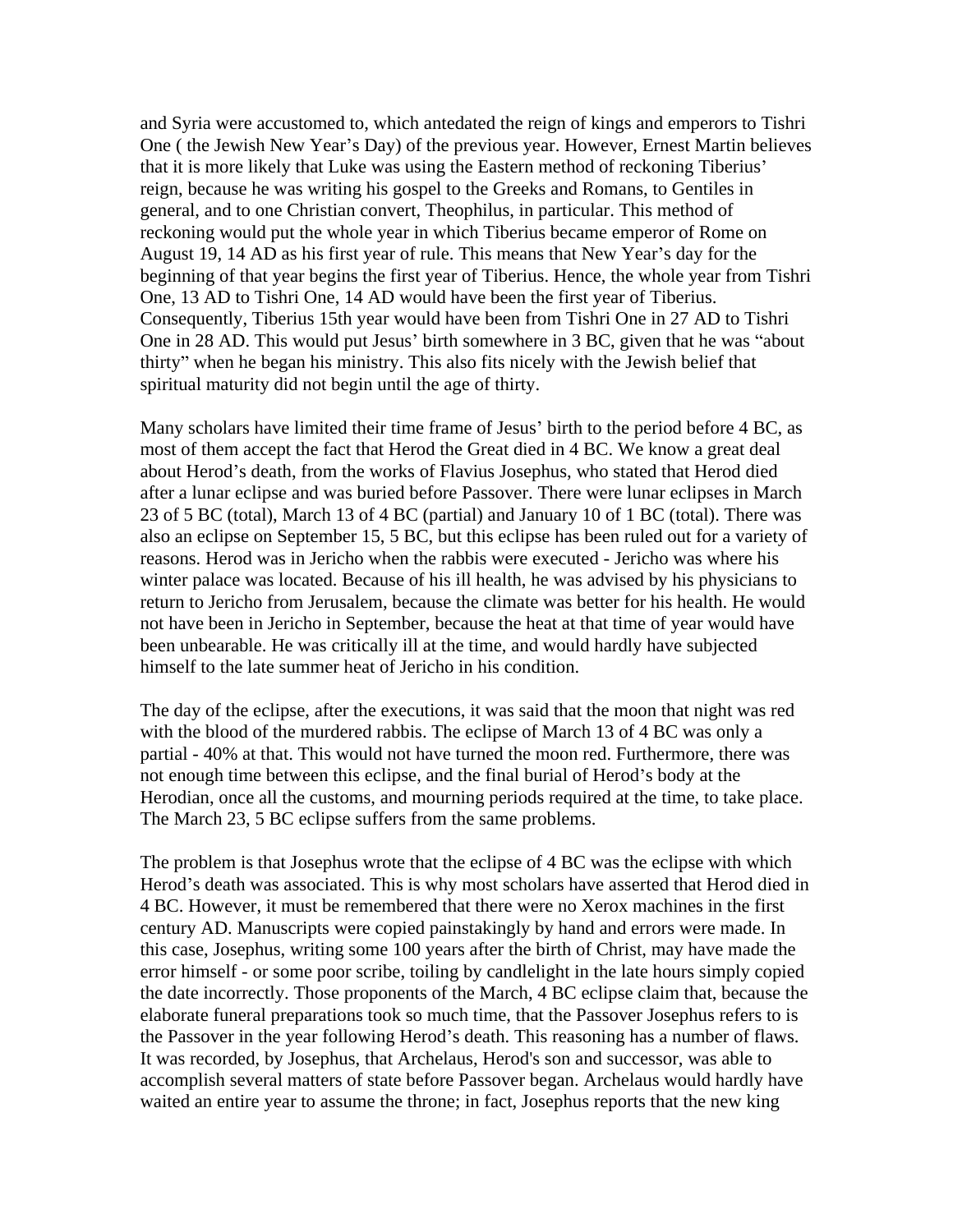and Syria were accustomed to, which antedated the reign of kings and emperors to Tishri One ( the Jewish New Year's Day) of the previous year. However, Ernest Martin believes that it is more likely that Luke was using the Eastern method of reckoning Tiberius' reign, because he was writing his gospel to the Greeks and Romans, to Gentiles in general, and to one Christian convert, Theophilus, in particular. This method of reckoning would put the whole year in which Tiberius became emperor of Rome on August 19, 14 AD as his first year of rule. This means that New Year's day for the beginning of that year begins the first year of Tiberius. Hence, the whole year from Tishri One, 13 AD to Tishri One, 14 AD would have been the first year of Tiberius. Consequently, Tiberius 15th year would have been from Tishri One in 27 AD to Tishri One in 28 AD. This would put Jesus' birth somewhere in 3 BC, given that he was "about thirty" when he began his ministry. This also fits nicely with the Jewish belief that spiritual maturity did not begin until the age of thirty.

Many scholars have limited their time frame of Jesus' birth to the period before 4 BC, as most of them accept the fact that Herod the Great died in 4 BC. We know a great deal about Herod's death, from the works of Flavius Josephus, who stated that Herod died after a lunar eclipse and was buried before Passover. There were lunar eclipses in March 23 of 5 BC (total), March 13 of 4 BC (partial) and January 10 of 1 BC (total). There was also an eclipse on September 15, 5 BC, but this eclipse has been ruled out for a variety of reasons. Herod was in Jericho when the rabbis were executed - Jericho was where his winter palace was located. Because of his ill health, he was advised by his physicians to return to Jericho from Jerusalem, because the climate was better for his health. He would not have been in Jericho in September, because the heat at that time of year would have been unbearable. He was critically ill at the time, and would hardly have subjected himself to the late summer heat of Jericho in his condition.

The day of the eclipse, after the executions, it was said that the moon that night was red with the blood of the murdered rabbis. The eclipse of March 13 of 4 BC was only a partial - 40% at that. This would not have turned the moon red. Furthermore, there was not enough time between this eclipse, and the final burial of Herod's body at the Herodian, once all the customs, and mourning periods required at the time, to take place. The March 23, 5 BC eclipse suffers from the same problems.

The problem is that Josephus wrote that the eclipse of 4 BC was the eclipse with which Herod's death was associated. This is why most scholars have asserted that Herod died in 4 BC. However, it must be remembered that there were no Xerox machines in the first century AD. Manuscripts were copied painstakingly by hand and errors were made. In this case, Josephus, writing some 100 years after the birth of Christ, may have made the error himself - or some poor scribe, toiling by candlelight in the late hours simply copied the date incorrectly. Those proponents of the March, 4 BC eclipse claim that, because the elaborate funeral preparations took so much time, that the Passover Josephus refers to is the Passover in the year following Herod's death. This reasoning has a number of flaws. It was recorded, by Josephus, that Archelaus, Herod's son and successor, was able to accomplish several matters of state before Passover began. Archelaus would hardly have waited an entire year to assume the throne; in fact, Josephus reports that the new king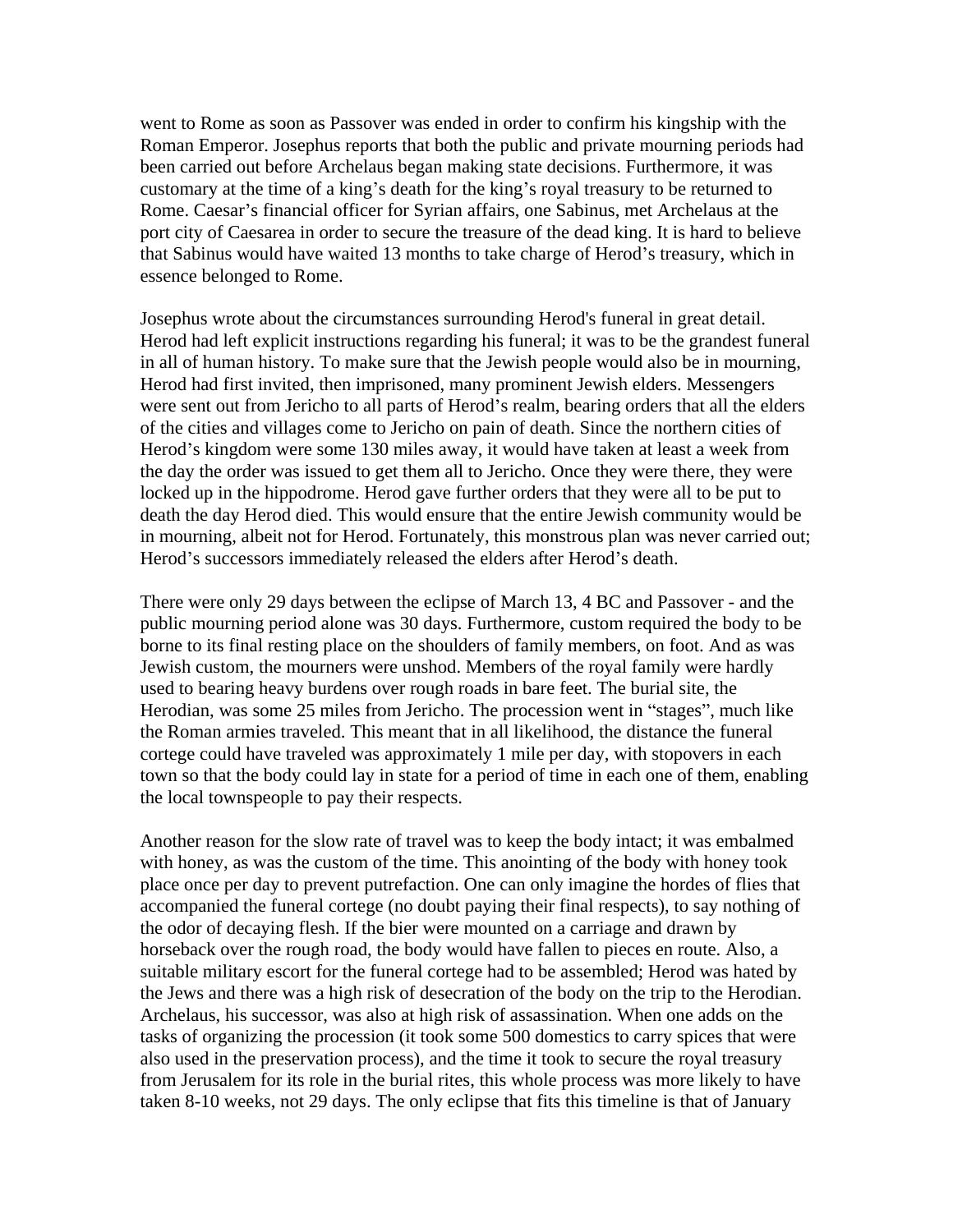went to Rome as soon as Passover was ended in order to confirm his kingship with the Roman Emperor. Josephus reports that both the public and private mourning periods had been carried out before Archelaus began making state decisions. Furthermore, it was customary at the time of a king's death for the king's royal treasury to be returned to Rome. Caesar's financial officer for Syrian affairs, one Sabinus, met Archelaus at the port city of Caesarea in order to secure the treasure of the dead king. It is hard to believe that Sabinus would have waited 13 months to take charge of Herod's treasury, which in essence belonged to Rome.

Josephus wrote about the circumstances surrounding Herod's funeral in great detail. Herod had left explicit instructions regarding his funeral; it was to be the grandest funeral in all of human history. To make sure that the Jewish people would also be in mourning, Herod had first invited, then imprisoned, many prominent Jewish elders. Messengers were sent out from Jericho to all parts of Herod's realm, bearing orders that all the elders of the cities and villages come to Jericho on pain of death. Since the northern cities of Herod's kingdom were some 130 miles away, it would have taken at least a week from the day the order was issued to get them all to Jericho. Once they were there, they were locked up in the hippodrome. Herod gave further orders that they were all to be put to death the day Herod died. This would ensure that the entire Jewish community would be in mourning, albeit not for Herod. Fortunately, this monstrous plan was never carried out; Herod's successors immediately released the elders after Herod's death.

There were only 29 days between the eclipse of March 13, 4 BC and Passover - and the public mourning period alone was 30 days. Furthermore, custom required the body to be borne to its final resting place on the shoulders of family members, on foot. And as was Jewish custom, the mourners were unshod. Members of the royal family were hardly used to bearing heavy burdens over rough roads in bare feet. The burial site, the Herodian, was some 25 miles from Jericho. The procession went in "stages", much like the Roman armies traveled. This meant that in all likelihood, the distance the funeral cortege could have traveled was approximately 1 mile per day, with stopovers in each town so that the body could lay in state for a period of time in each one of them, enabling the local townspeople to pay their respects.

Another reason for the slow rate of travel was to keep the body intact; it was embalmed with honey, as was the custom of the time. This anointing of the body with honey took place once per day to prevent putrefaction. One can only imagine the hordes of flies that accompanied the funeral cortege (no doubt paying their final respects), to say nothing of the odor of decaying flesh. If the bier were mounted on a carriage and drawn by horseback over the rough road, the body would have fallen to pieces en route. Also, a suitable military escort for the funeral cortege had to be assembled; Herod was hated by the Jews and there was a high risk of desecration of the body on the trip to the Herodian. Archelaus, his successor, was also at high risk of assassination. When one adds on the tasks of organizing the procession (it took some 500 domestics to carry spices that were also used in the preservation process), and the time it took to secure the royal treasury from Jerusalem for its role in the burial rites, this whole process was more likely to have taken 8-10 weeks, not 29 days. The only eclipse that fits this timeline is that of January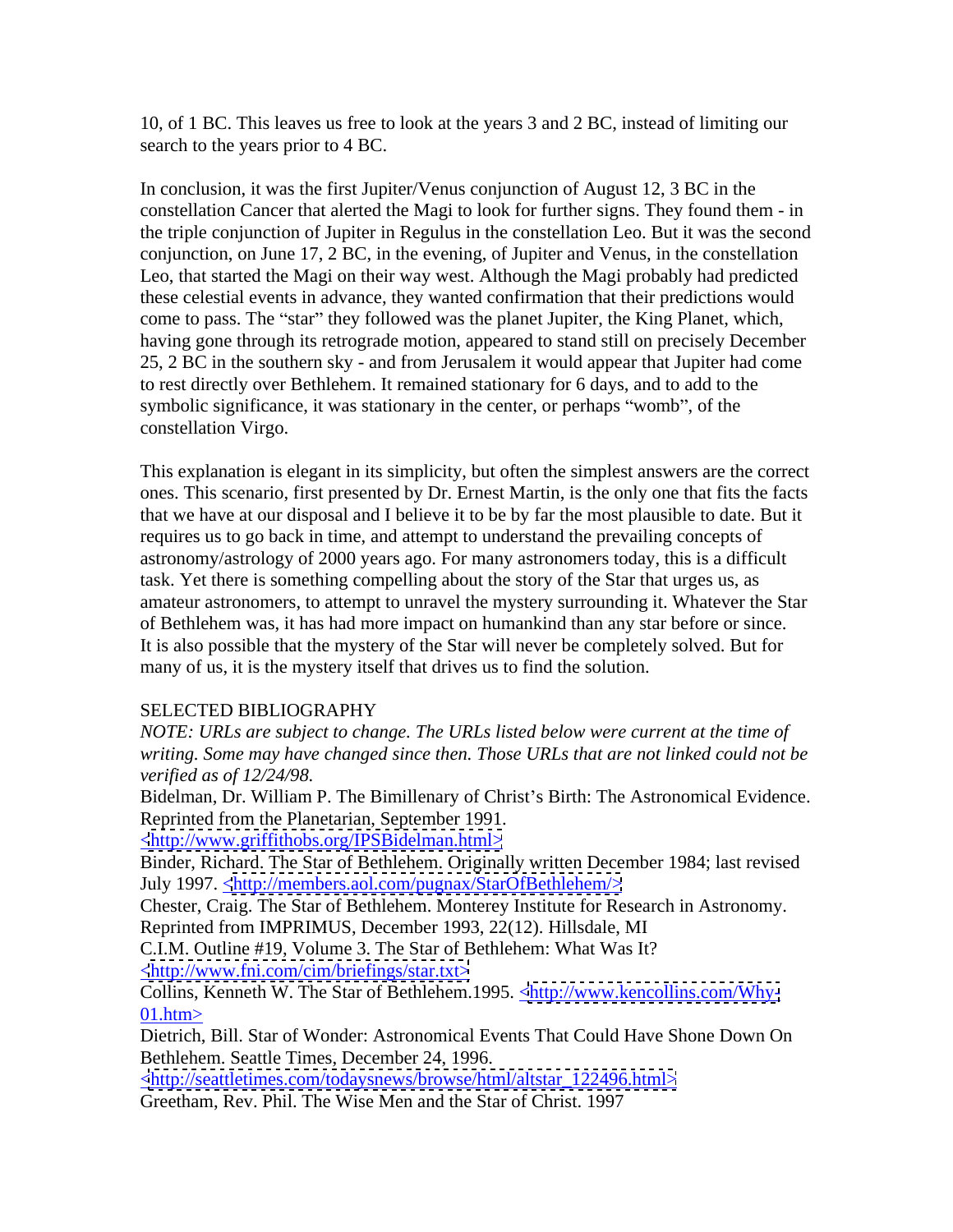10, of 1 BC. This leaves us free to look at the years 3 and 2 BC, instead of limiting our search to the years prior to 4 BC.

In conclusion, it was the first Jupiter/Venus conjunction of August 12, 3 BC in the constellation Cancer that alerted the Magi to look for further signs. They found them - in the triple conjunction of Jupiter in Regulus in the constellation Leo. But it was the second conjunction, on June 17, 2 BC, in the evening, of Jupiter and Venus, in the constellation Leo, that started the Magi on their way west. Although the Magi probably had predicted these celestial events in advance, they wanted confirmation that their predictions would come to pass. The "star" they followed was the planet Jupiter, the King Planet, which, having gone through its retrograde motion, appeared to stand still on precisely December 25, 2 BC in the southern sky - and from Jerusalem it would appear that Jupiter had come to rest directly over Bethlehem. It remained stationary for 6 days, and to add to the symbolic significance, it was stationary in the center, or perhaps "womb", of the constellation Virgo.

This explanation is elegant in its simplicity, but often the simplest answers are the correct ones. This scenario, first presented by Dr. Ernest Martin, is the only one that fits the facts that we have at our disposal and I believe it to be by far the most plausible to date. But it requires us to go back in time, and attempt to understand the prevailing concepts of astronomy/astrology of 2000 years ago. For many astronomers today, this is a difficult task. Yet there is something compelling about the story of the Star that urges us, as amateur astronomers, to attempt to unravel the mystery surrounding it. Whatever the Star of Bethlehem was, it has had more impact on humankind than any star before or since. It is also possible that the mystery of the Star will never be completely solved. But for many of us, it is the mystery itself that drives us to find the solution.

SELECTED BIBLIOGRAPHY

*NOTE: URLs are subject to change. The URLs listed below were current at the time of writing. Some may have changed since then. Those URLs that are not linked could not be verified as of 12/24/98.*

Bidelman, Dr. William P. The Bimillenary of Christ's Birth: The Astronomical Evidence. Reprinted from the Planetarian, September 1991. <http://www.griffithobs.org/IPSBidelman.html>

Binder, Richard. The Star of Bethlehem. Originally written December 1984; last revised July 1997. <http://members.aol.com/pugnax/StarOfBethlehem/>

Chester, Craig. The Star of Bethlehem. Monterey Institute for Research in Astronomy. Reprinted from IMPRIMUS, December 1993, 22(12). Hillsdale, MI

C.I.M. Outline #19, Volume 3. The Star of Bethlehem: What Was It? <http://www.fni.com/cim/briefings/star.txt>

Collins, Kenneth W. The Star of Bethlehem.1995. <http://www.kencollins.com/Why-01.htm>

Dietrich, Bill. Star of Wonder: Astronomical Events That Could Have Shone Down On Bethlehem. Seattle Times, December 24, 1996. <http://seattletimes.com/todaysnews/browse/html/altstar_122496.html>

Greetham, Rev. Phil. The Wise Men and the Star of Christ. 1997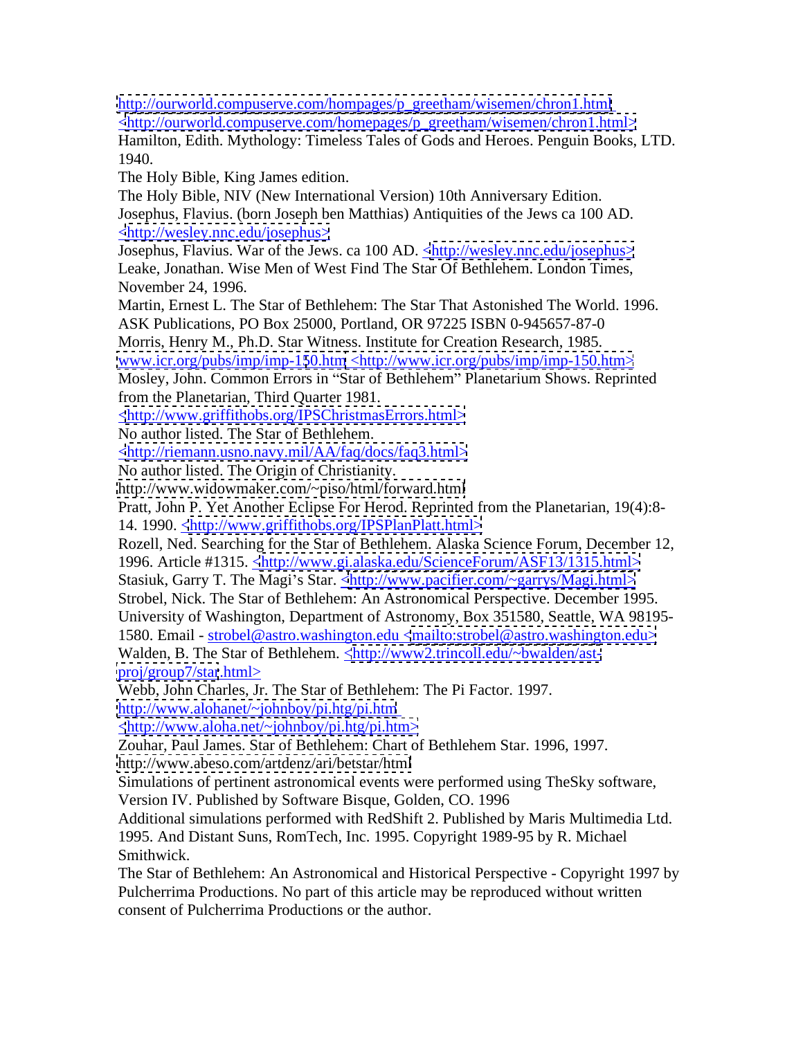http://ourworld.compuserve.com/hompages/p_greetham/wisemen/chron1.html <http://ourworld.compuserve.com/homepages/p_greetham/wisemen/chron1.html>

Hamilton, Edith. Mythology: Timeless Tales of Gods and Heroes. Penguin Books, LTD. 1940.

The Holy Bible, King James edition.

The Holy Bible, NIV (New International Version) 10th Anniversary Edition.

Josephus, Flavius. (born Joseph ben Matthias) Antiquities of the Jews ca 100 AD. <http://wesley.nnc.edu/josephus>

Josephus, Flavius. War of the Jews. ca 100 AD. <http://wesley.nnc.edu/josephus>

Leake, Jonathan. Wise Men of West Find The Star Of Bethlehem. London Times, November 24, 1996.

Martin, Ernest L. The Star of Bethlehem: The Star That Astonished The World. 1996. ASK Publications, PO Box 25000, Portland, OR 97225 ISBN 0-945657-87-0

Morris, Henry M., Ph.D. Star Witness. Institute for Creation Research, 1985. www.icr.org/pubs/imp/imp-150.htm <http://www.icr.org/pubs/imp/imp-150.htm>

Mosley, John. Common Errors in "Star of Bethlehem" Planetarium Shows. Reprinted from the Planetarian, Third Quarter 1981. <http://www.griffithobs.org/IPSChristmasErrors.html>

No author listed. The Star of Bethlehem. <http://riemann.usno.navy.mil/AA/faq/docs/faq3.html>

No author listed. The Origin of Christianity. http://www.widowmaker.com/~piso/html/forward.html

Pratt, John P. Yet Another Eclipse For Herod. Reprinted from the Planetarian, 19(4):8-14. 1990. <http://www.griffithobs.org/IPSPlanPlatt.html>

Rozell, Ned. Searching for the Star of Bethlehem. Alaska Science Forum, December 12, 1996. Article #1315. <http://www.gi.alaska.edu/ScienceForum/ASF13/1315.html>

Stasiuk, Garry T. The Magi's Star. <http://www.pacifier.com/~garrys/Magi.html>

Strobel, Nick. The Star of Bethlehem: An Astronomical Perspective. December 1995. University of Washington, Department of Astronomy, Box 351580, Seattle, WA 98195-1580. Email - strobel@astro.washington.edu <mailto:strobel@astro.washington.edu>

Walden, B. The Star of Bethlehem. <http://www2.trincoll.edu/~bwalden/ast-proj/group7/star.html>

Webb, John Charles, Jr. The Star of Bethlehem: The Pi Factor. 1997. http://www.alohanet/~johnboy/pi.htg/pi.htm <http://www.aloha.net/~johnboy/pi.htg/pi.htm>

Zouhar, Paul James. Star of Bethlehem: Chart of Bethlehem Star. 1996, 1997. http://www.abeso.com/artdenz/ari/betstar/html

Simulations of pertinent astronomical events were performed using TheSky software, Version IV. Published by Software Bisque, Golden, CO. 1996

Additional simulations performed with RedShift 2. Published by Maris Multimedia Ltd. 1995. And Distant Suns, RomTech, Inc. 1995. Copyright 1989-95 by R. Michael Smithwick.

The Star of Bethlehem: An Astronomical and Historical Perspective - Copyright 1997 by Pulcherrima Productions. No part of this article may be reproduced without written consent of Pulcherrima Productions or the author.